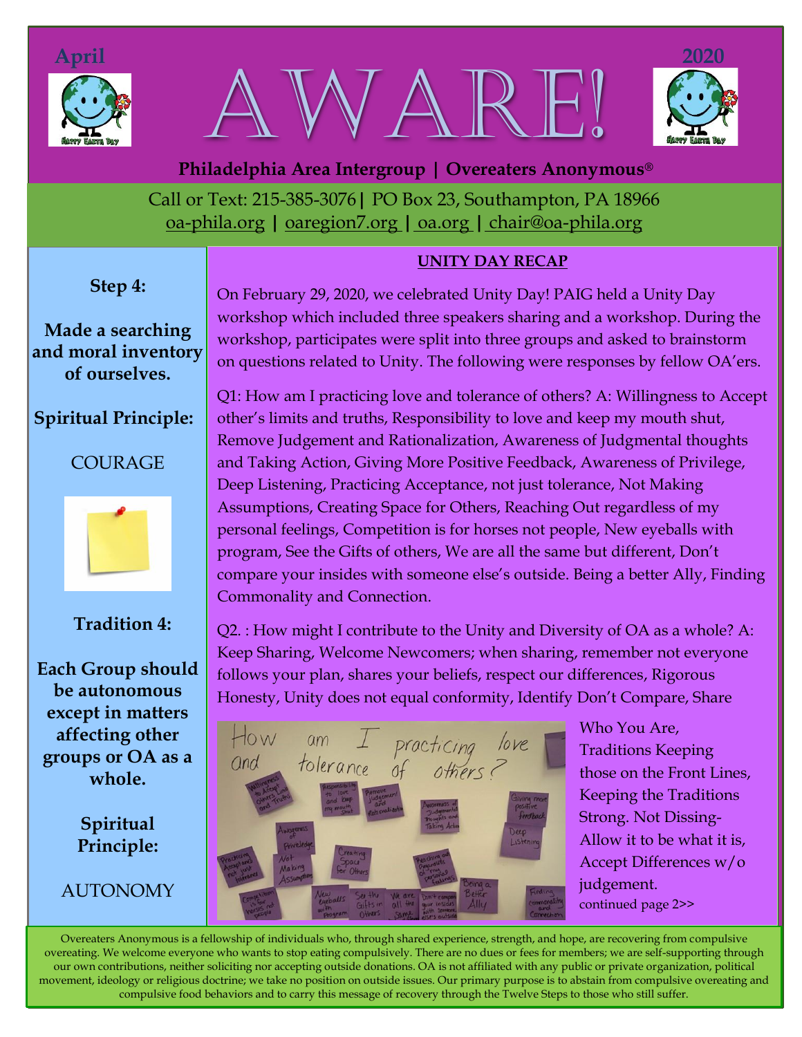April 2020

# AWARE!

**Philadelphia Area Intergroup | Overeaters Anonymous®**

Call or Text: 215-385-3076 | PO Box 23, Southampton, PA 18966

oa-phila.org | oaregion7.org | oa.org | chair@oa-phila.org

**Step 4:**

**Made a searching and moral inventory of ourselves.**

**Spiritual Principle:**

COURAGE

**Tradition 4:**

**Each Group should be autonomous except in matters affecting other groups or OA as a whole.**

**Spiritual Principle:**

AUTONOMY

## UNITY DAY RECAP

On February 29, 2020, we celebrated Unity Day! PAIG held a Unity Day workshop which included three speakers sharing and a workshop. During the workshop, participates were split into three groups and asked to brainstorm on questions related to Unity. The following were responses by fellow OA'ers.

Q1: How am I practicing love and tolerance of others? A: Willingness to Accept other's limits and truths, Responsibility to love and keep my mouth shut, Remove Judgement and Rationalization, Awareness of Judgmental thoughts and Taking Action, Giving More Positive Feedback, Awareness of Privilege, Deep Listening, Practicing Acceptance, not just tolerance, Not Making Assumptions, Creating Space for Others, Reaching Out regardless of my personal feelings, Competition is for horses not people, New eyeballs with program, See the Gifts of others, We are all the same but different, Don't compare your insides with someone else's outside. Being a better Ally, Finding Commonality and Connection.

Q2. : How might I contribute to the Unity and Diversity of OA as a whole? A: Keep Sharing, Welcome Newcomers; when sharing, remember not everyone follows your plan, shares your beliefs, respect our differences, Rigorous Honesty, Unity does not equal conformity, Identify Don't Compare, Share Who You Are, Traditions Keeping those on the Front Lines, Keeping the Traditions Strong. Not Dissing-Allow it to be what it is, Accept Differences w/o judgement.

continued page 2>>

Overeaters Anonymous is a fellowship of individuals who, through shared experience, strength, and hope, are recovering from compulsive overeating. We welcome everyone who wants to stop eating compulsively. There are no dues or fees for members; we are self-supporting through our own contributions, neither soliciting nor accepting outside donations. OA is not affiliated with any public or private organization, political movement, ideology or religious doctrine; we take no position on outside issues. Our primary purpose is to abstain from compulsive overeating and compulsive food behaviors and to carry this message of recovery through the Twelve Steps to those who still suffer.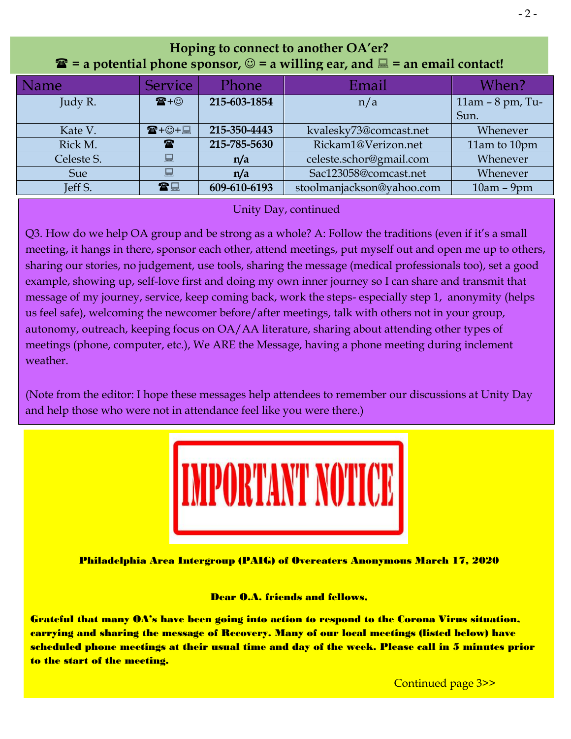## Hoping to connect to another OA'er?

## ☎ = a potential phone sponsor, ☺ = a willing ear, and 💻 = an email contact!

| Name | Service | Phone | Email | When? |
|---|---|---|---|---|
| Judy R. | ☎+☺ | **215-603-1854** | n/a | 11am – 8 pm, Tu-Sun. |
| Kate V. | ☎+☺+💻 | **215-350-4443** | kvalesky73@comcast.net | Whenever |
| Rick M. | ☎ | **215-785-5630** | Rickam1@Verizon.net | 11am to 10pm |
| Celeste S. | 💻 | **n/a** | celeste.schor@gmail.com | Whenever |
| Sue | 💻 | **n/a** | Sac123058@comcast.net | Whenever |
| Jeff S. | ☎💻 | **609-610-6193** | stoolmanjackson@yahoo.com | 10am – 9pm |

Unity Day, continued

Q3. How do we help OA group and be strong as a whole? A: Follow the traditions (even if it's a small meeting, it hangs in there, sponsor each other, attend meetings, put myself out and open me up to others, sharing our stories, no judgement, use tools, sharing the message (medical professionals too), set a good example, showing up, self-love first and doing my own inner journey so I can share and transmit that message of my journey, service, keep coming back, work the steps- especially step 1, anonymity (helps us feel safe), welcoming the newcomer before/after meetings, talk with others not in your group, autonomy, outreach, keeping focus on OA/AA literature, sharing about attending other types of meetings (phone, computer, etc.), We ARE the Message, having a phone meeting during inclement weather.

(Note from the editor: I hope these messages help attendees to remember our discussions at Unity Day and help those who were not in attendance feel like you were there.)

# IMPORTANT NOTICE

**Philadelphia Area Intergroup (PAIG) of Overeaters Anonymous March 17, 2020**

**Dear O.A. friends and fellows,**

**Grateful that many OA's have been going into action to respond to the Corona Virus situation, carrying and sharing the message of Recovery. Many of our local meetings (listed below) have scheduled phone meetings at their usual time and day of the week. Please call in 5 minutes prior to the start of the meeting.**

Continued page 3>>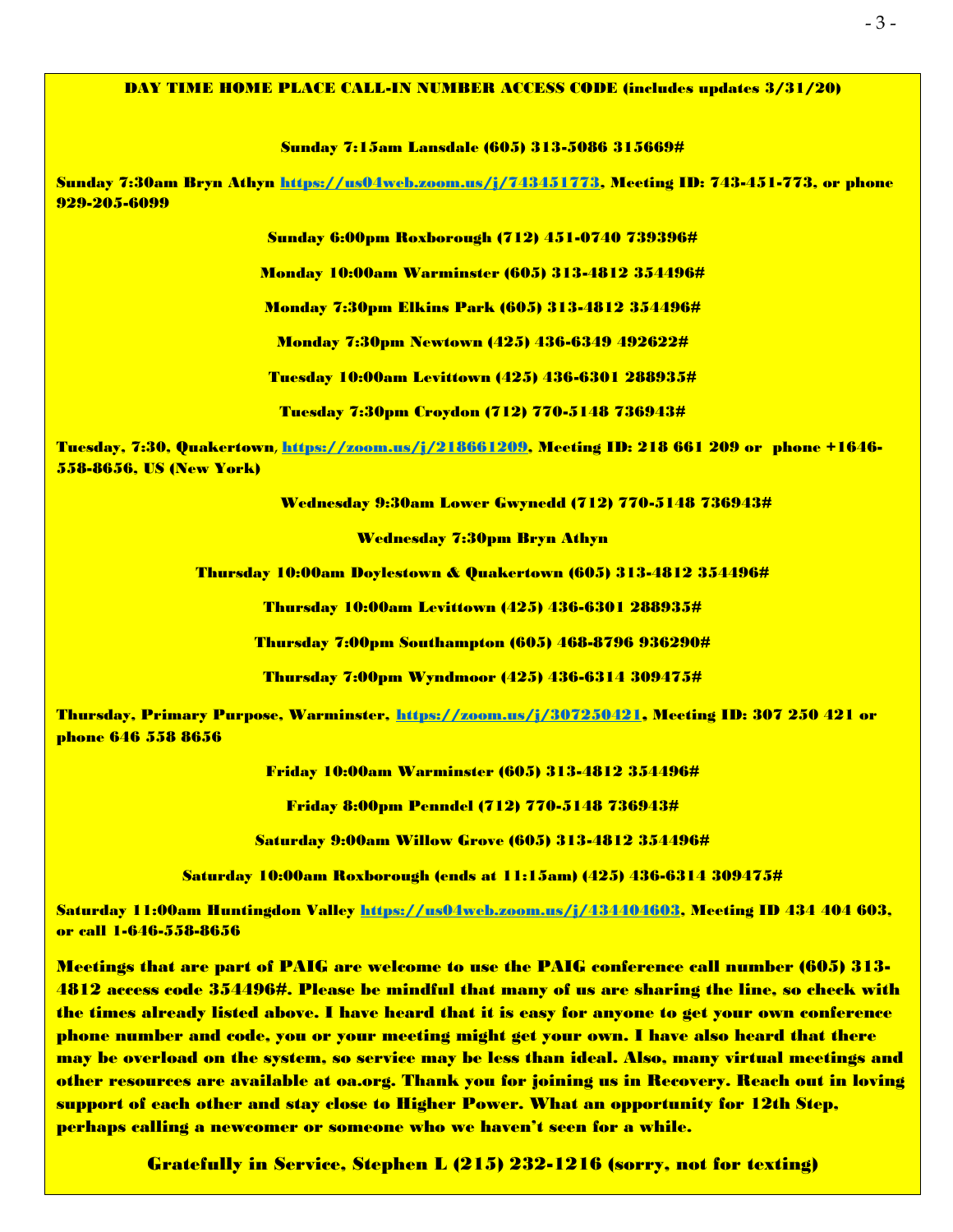**DAY TIME HOME PLACE CALL-IN NUMBER ACCESS CODE (includes updates 3/31/20)**

**Sunday 7:15am Lansdale (605) 313-5086 315669#**

**Sunday 7:30am Bryn Athyn https://us04web.zoom.us/j/743451773, Meeting ID: 743-451-773, or phone 929-205-6099**

**Sunday 6:00pm Roxborough (712) 451-0740 739396#**

**Monday 10:00am Warminster (605) 313-4812 354496#**

**Monday 7:30pm Elkins Park (605) 313-4812 354496#**

**Monday 7:30pm Newtown (425) 436-6349 492622#**

**Tuesday 10:00am Levittown (425) 436-6301 288935#**

**Tuesday 7:30pm Croydon (712) 770-5148 736943#**

**Tuesday, 7:30, Quakertown, https://zoom.us/j/218661209, Meeting ID: 218 661 209 or phone +1646-558-8656, US (New York)**

**Wednesday 9:30am Lower Gwynedd (712) 770-5148 736943#**

**Wednesday 7:30pm Bryn Athyn**

**Thursday 10:00am Doylestown & Quakertown (605) 313-4812 354496#**

**Thursday 10:00am Levittown (425) 436-6301 288935#**

**Thursday 7:00pm Southampton (605) 468-8796 936290#**

**Thursday 7:00pm Wyndmoor (425) 436-6314 309475#**

**Thursday, Primary Purpose, Warminster, https://zoom.us/j/307250421, Meeting ID: 307 250 421 or phone 646 558 8656**

**Friday 10:00am Warminster (605) 313-4812 354496#**

**Friday 8:00pm Penndel (712) 770-5148 736943#**

**Saturday 9:00am Willow Grove (605) 313-4812 354496#**

**Saturday 10:00am Roxborough (ends at 11:15am) (425) 436-6314 309475#**

**Saturday 11:00am Huntingdon Valley https://us04web.zoom.us/j/434404603, Meeting ID 434 404 603, or call 1-646-558-8656**

**Meetings that are part of PAIG are welcome to use the PAIG conference call number (605) 313-4812 access code 354496#. Please be mindful that many of us are sharing the line, so check with the times already listed above. I have heard that it is easy for anyone to get your own conference phone number and code, you or your meeting might get your own. I have also heard that there may be overload on the system, so service may be less than ideal. Also, many virtual meetings and other resources are available at oa.org. Thank you for joining us in Recovery. Reach out in loving support of each other and stay close to Higher Power. What an opportunity for 12th Step, perhaps calling a newcomer or someone who we haven't seen for a while.**

**Gratefully in Service, Stephen L (215) 232-1216 (sorry, not for texting)**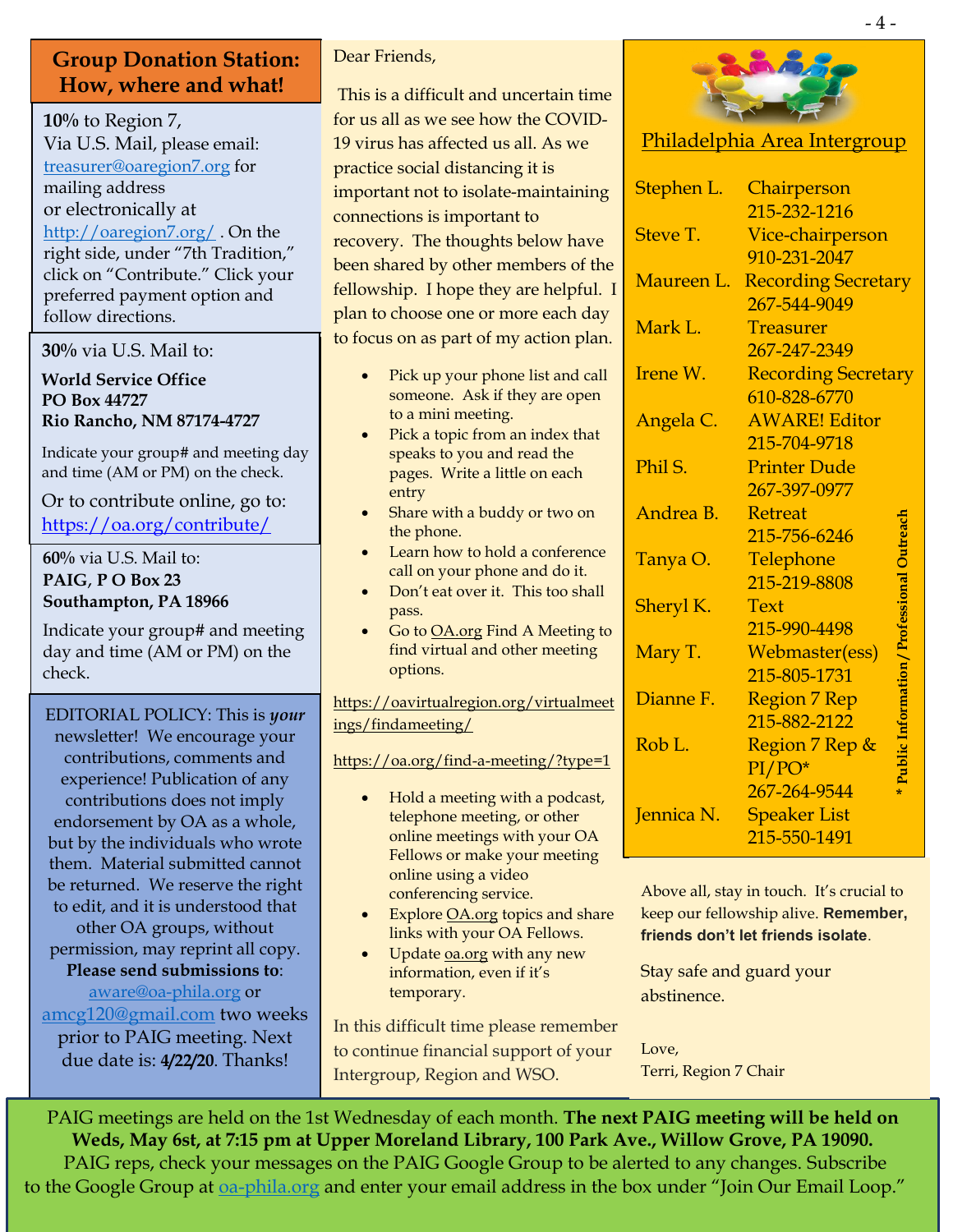## Group Donation Station: How, where and what!

**10%** to Region 7,
Via U.S. Mail, please email: treasurer@oaregion7.org for mailing address
or electronically at http://oaregion7.org/ . On the right side, under "7th Tradition," click on "Contribute." Click your preferred payment option and follow directions.

**30%** via U.S. Mail to:

**World Service Office**
**PO Box 44727**
**Rio Rancho, NM 87174-4727**

Indicate your group# and meeting day and time (AM or PM) on the check.

Or to contribute online, go to:
https://oa.org/contribute/

**60%** via U.S. Mail to:
**PAIG, P O Box 23**
**Southampton, PA 18966**

Indicate your group# and meeting day and time (AM or PM) on the check.

EDITORIAL POLICY: This is ***your*** newsletter! We encourage your contributions, comments and experience! Publication of any contributions does not imply endorsement by OA as a whole, but by the individuals who wrote them. Material submitted cannot be returned. We reserve the right to edit, and it is understood that other OA groups, without permission, may reprint all copy. **Please send submissions to**: aware@oa-phila.org or amcg120@gmail.com two weeks prior to PAIG meeting. Next due date is: **4/22/20**. Thanks!

Dear Friends,

This is a difficult and uncertain time for us all as we see how the COVID-19 virus has affected us all. As we practice social distancing it is important not to isolate-maintaining connections is important to recovery. The thoughts below have been shared by other members of the fellowship. I hope they are helpful. I plan to choose one or more each day to focus on as part of my action plan.

- Pick up your phone list and call someone. Ask if they are open to a mini meeting.
- Pick a topic from an index that speaks to you and read the pages. Write a little on each entry
- Share with a buddy or two on the phone.
- Learn how to hold a conference call on your phone and do it.
- Don't eat over it. This too shall pass.
- Go to OA.org Find A Meeting to find virtual and other meeting options.

https://oavirtualregion.org/virtualmeetings/findameeting/

https://oa.org/find-a-meeting/?type=1

- Hold a meeting with a podcast, telephone meeting, or other online meetings with your OA Fellows or make your meeting online using a video conferencing service.
- Explore OA.org topics and share links with your OA Fellows.
- Update oa.org with any new information, even if it's temporary.

In this difficult time please remember to continue financial support of your Intergroup, Region and WSO.

Above all, stay in touch. It's crucial to keep our fellowship alive. **Remember, friends don't let friends isolate**.

Stay safe and guard your abstinence.

Love,
Terri, Region 7 Chair

## Philadelphia Area Intergroup

| | | |
|---|---|---|
| Stephen L. | Chairperson | 215-232-1216 |
| Steve T. | Vice-chairperson | 910-231-2047 |
| Maureen L. | Recording Secretary | 267-544-9049 |
| Mark L. | Treasurer | 267-247-2349 |
| Irene W. | Recording Secretary | 610-828-6770 |
| Angela C. | AWARE! Editor | 215-704-9718 |
| Phil S. | Printer Dude | 267-397-0977 |
| Andrea B. | Retreat | 215-756-6246 |
| Tanya O. | Telephone | 215-219-8808 |
| Sheryl K. | Text | 215-990-4498 |
| Mary T. | Webmaster(ess) | 215-805-1731 |
| Dianne F. | Region 7 Rep | 215-882-2122 |
| Rob L. | Region 7 Rep & PI/PO* | 267-264-9544 |
| Jennica N. | Speaker List | 215-550-1491 |

\* Public Information/ Professional Outreach

PAIG meetings are held on the 1st Wednesday of each month. **The next PAIG meeting will be held on Weds, May 6st, at 7:15 pm at Upper Moreland Library, 100 Park Ave., Willow Grove, PA 19090.** PAIG reps, check your messages on the PAIG Google Group to be alerted to any changes. Subscribe to the Google Group at oa-phila.org and enter your email address in the box under "Join Our Email Loop."